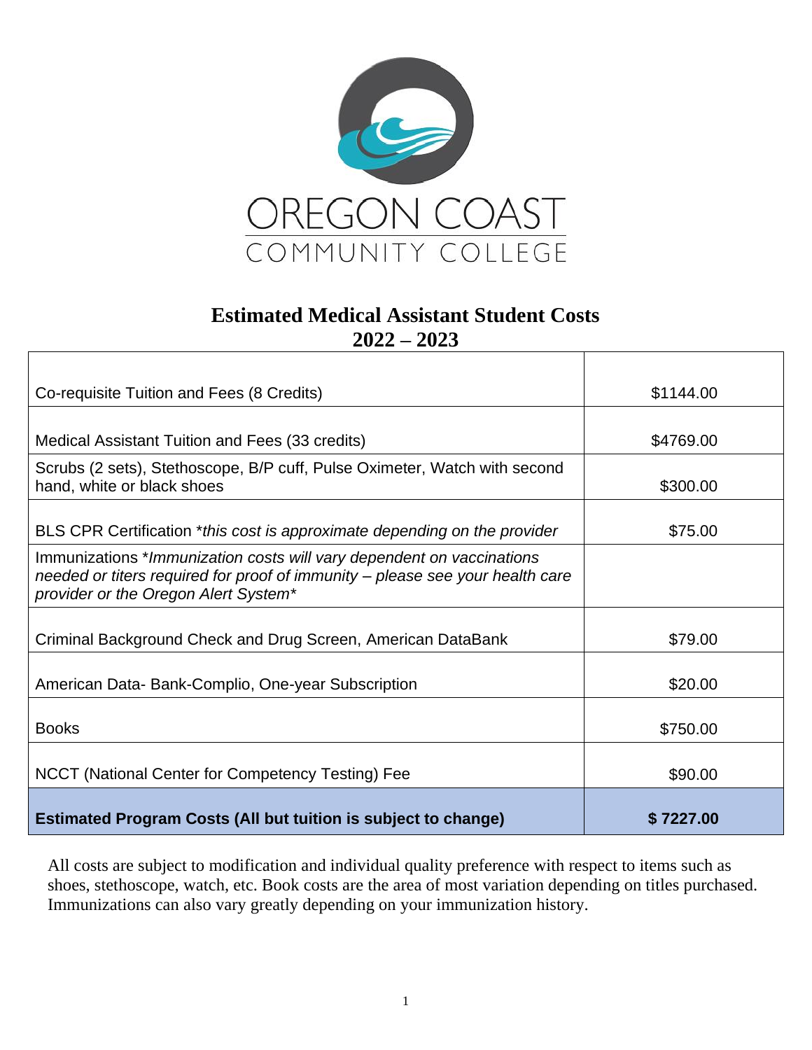OREGON COAST
COMMUNITY COLLEGE

# Estimated Medical Assistant Student Costs 2022 – 2023

| | |
|---|---|
| Co-requisite Tuition and Fees (8 Credits) | $1144.00 |
| Medical Assistant Tuition and Fees (33 credits) | $4769.00 |
| Scrubs (2 sets), Stethoscope, B/P cuff, Pulse Oximeter, Watch with second hand, white or black shoes | $300.00 |
| BLS CPR Certification **this cost is approximate depending on the provider* | $75.00 |
| Immunizations **Immunization costs will vary dependent on vaccinations needed or titers required for proof of immunity – please see your health care provider or the Oregon Alert System** | |
| Criminal Background Check and Drug Screen, American DataBank | $79.00 |
| American Data- Bank-Complio, One-year Subscription | $20.00 |
| Books | $750.00 |
| NCCT (National Center for Competency Testing) Fee | $90.00 |
| **Estimated Program Costs (All but tuition is subject to change)** | **$ 7227.00** |

All costs are subject to modification and individual quality preference with respect to items such as shoes, stethoscope, watch, etc. Book costs are the area of most variation depending on titles purchased. Immunizations can also vary greatly depending on your immunization history.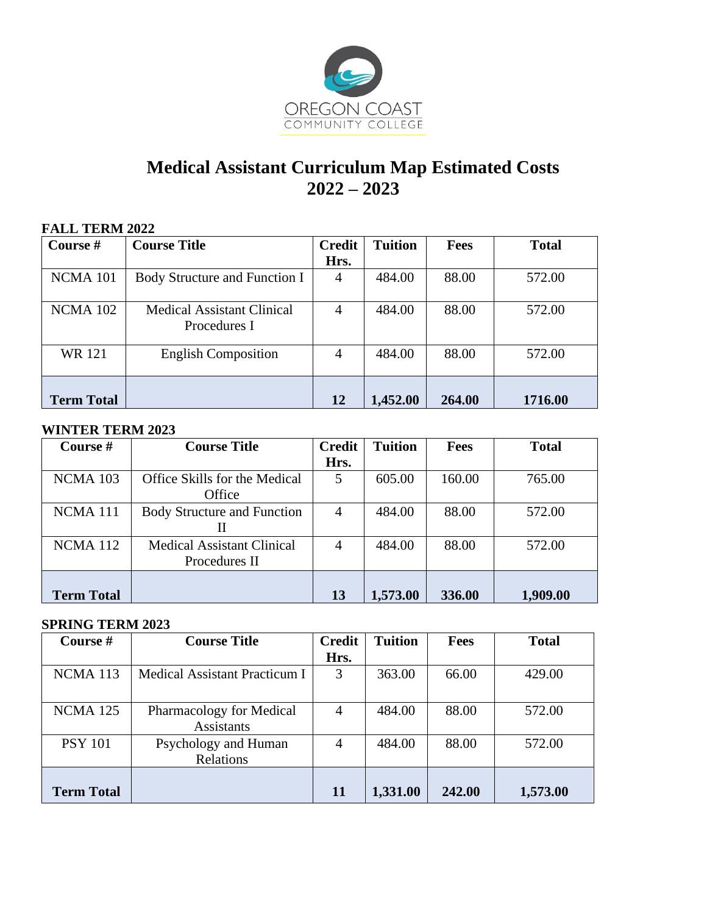OREGON COAST COMMUNITY COLLEGE

# Medical Assistant Curriculum Map Estimated Costs 2022 – 2023

**FALL TERM 2022**

| Course # | Course Title | Credit Hrs. | Tuition | Fees | Total |
|---|---|---|---|---|---|
| NCMA 101 | Body Structure and Function I | 4 | 484.00 | 88.00 | 572.00 |
| NCMA 102 | Medical Assistant Clinical Procedures I | 4 | 484.00 | 88.00 | 572.00 |
| WR 121 | English Composition | 4 | 484.00 | 88.00 | 572.00 |
| **Term Total** | | **12** | **1,452.00** | **264.00** | **1716.00** |

**WINTER TERM 2023**

| Course # | Course Title | Credit Hrs. | Tuition | Fees | Total |
|---|---|---|---|---|---|
| NCMA 103 | Office Skills for the Medical Office | 5 | 605.00 | 160.00 | 765.00 |
| NCMA 111 | Body Structure and Function II | 4 | 484.00 | 88.00 | 572.00 |
| NCMA 112 | Medical Assistant Clinical Procedures II | 4 | 484.00 | 88.00 | 572.00 |
| **Term Total** | | **13** | **1,573.00** | **336.00** | **1,909.00** |

**SPRING TERM 2023**

| Course # | Course Title | Credit Hrs. | Tuition | Fees | Total |
|---|---|---|---|---|---|
| NCMA 113 | Medical Assistant Practicum I | 3 | 363.00 | 66.00 | 429.00 |
| NCMA 125 | Pharmacology for Medical Assistants | 4 | 484.00 | 88.00 | 572.00 |
| PSY 101 | Psychology and Human Relations | 4 | 484.00 | 88.00 | 572.00 |
| **Term Total** | | **11** | **1,331.00** | **242.00** | **1,573.00** |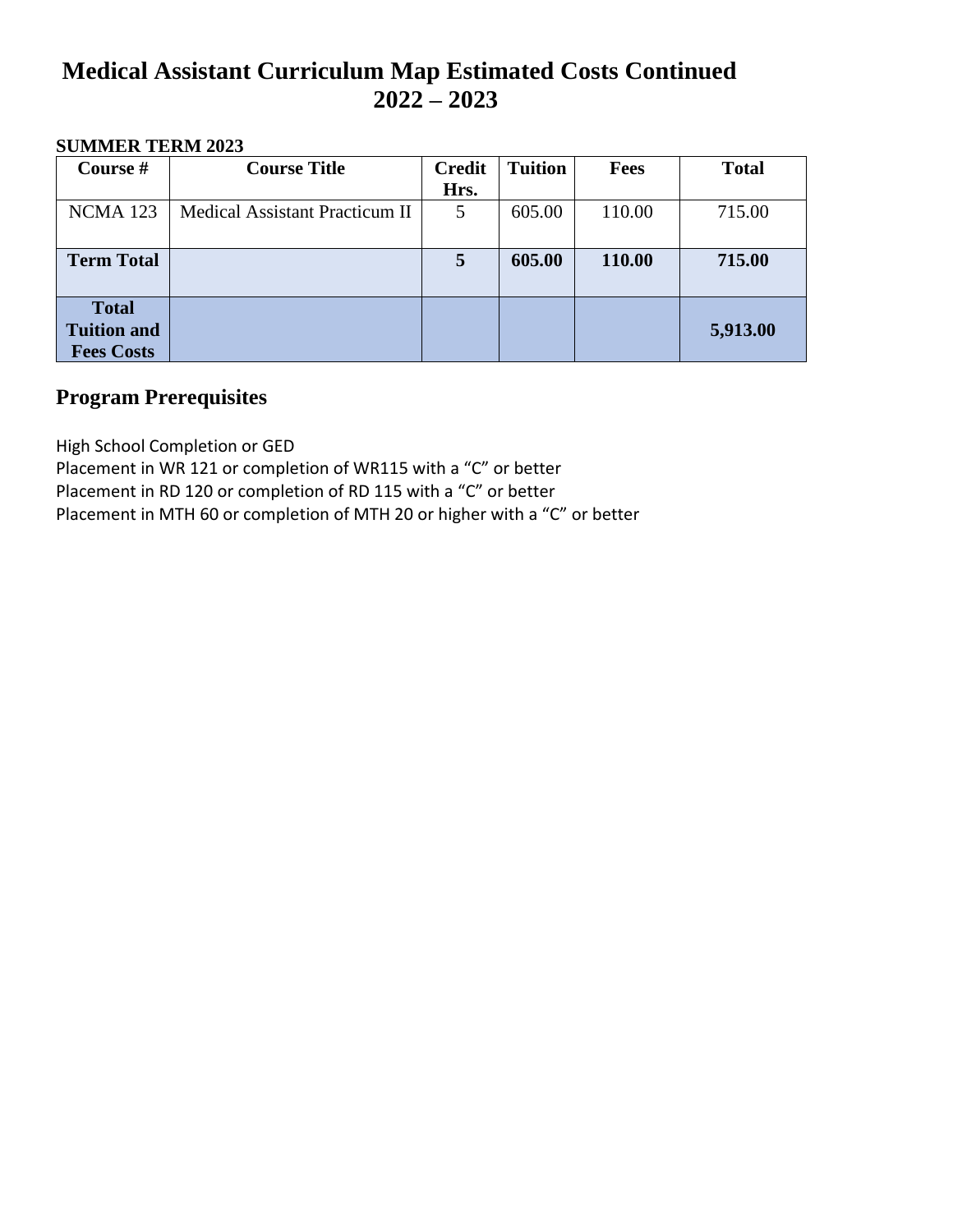# Medical Assistant Curriculum Map Estimated Costs Continued 2022 – 2023

**SUMMER TERM 2023**

| Course # | Course Title | Credit Hrs. | Tuition | Fees | Total |
|---|---|---|---|---|---|
| NCMA 123 | Medical Assistant Practicum II | 5 | 605.00 | 110.00 | 715.00 |
| **Term Total** | | **5** | **605.00** | **110.00** | **715.00** |
| **Total Tuition and Fees Costs** | | | | | **5,913.00** |

## Program Prerequisites

High School Completion or GED
Placement in WR 121 or completion of WR115 with a "C" or better
Placement in RD 120 or completion of RD 115 with a "C" or better
Placement in MTH 60 or completion of MTH 20 or higher with a "C" or better